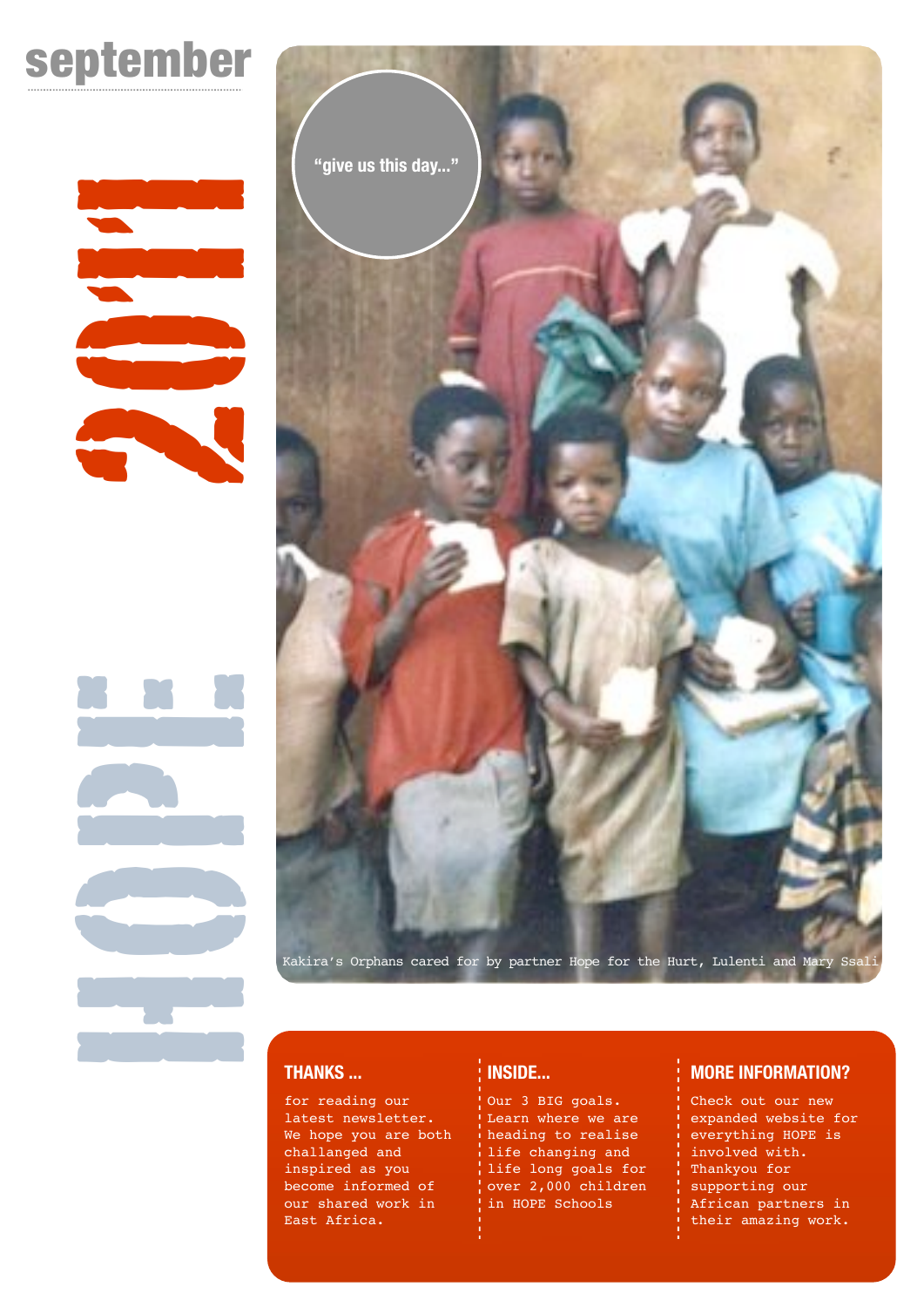september

2011

HOPE

"give us this day..."

Kakira's Orphans cared for by partner Hope for the Hurt, Lulenti and Mary Ssali

### THANKS ...

for reading our latest newsletter. We hope you are both challanged and inspired as you become informed of our shared work in East Africa.

### INSIDE...

Our 3 BIG goals. Learn where we are heading to realise life changing and life long goals for over 2,000 children in HOPE Schools

### MORE INFORMATION?

Check out our new expanded website for everything HOPE is involved with. Thankyou for supporting our African partners in their amazing work.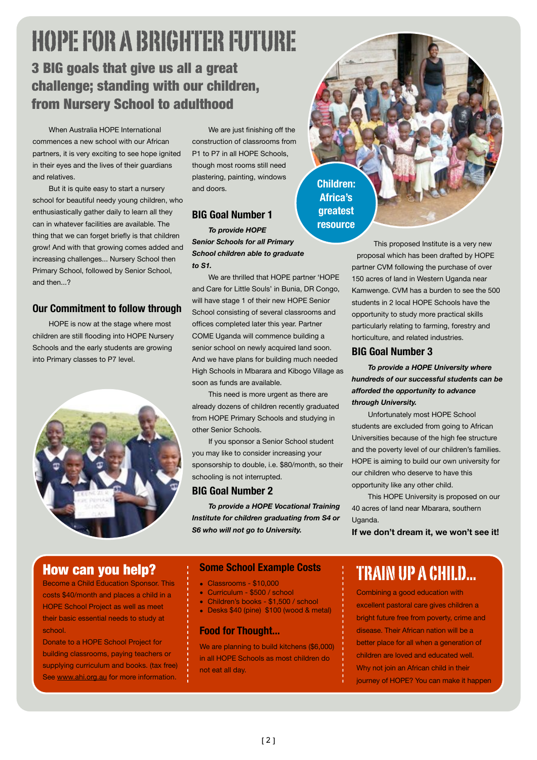# HOPE FOR A BRIGHTER FUTURE

## 3 BIG goals that give us all a great challenge; standing with our children, from Nursery School to adulthood

When Australia HOPE International commences a new school with our African partners, it is very exciting to see hope ignited in their eyes and the lives of their guardians and relatives.

But it is quite easy to start a nursery school for beautiful needy young children, who enthusiastically gather daily to learn all they can in whatever facilities are available. The thing that we can forget briefly is that children grow! And with that growing comes added and increasing challenges... Nursery School then Primary School, followed by Senior School, and then...?

### Our Commitment to follow through

HOPE is now at the stage where most children are still flooding into HOPE Nursery Schools and the early students are growing into Primary classes to P7 level.

We are just finishing off the construction of classrooms from P1 to P7 in all HOPE Schools, though most rooms still need plastering, painting, windows and doors.

Children: Africa's greatest resource

### BIG Goal Number 1

***To provide HOPE Senior Schools for all Primary School children able to graduate to S1.***

We are thrilled that HOPE partner 'HOPE and Care for Little Souls' in Bunia, DR Congo, will have stage 1 of their new HOPE Senior School consisting of several classrooms and offices completed later this year. Partner COME Uganda will commence building a senior school on newly acquired land soon. And we have plans for building much needed High Schools in Mbarara and Kibogo Village as soon as funds are available.

This need is more urgent as there are already dozens of children recently graduated from HOPE Primary Schools and studying in other Senior Schools.

If you sponsor a Senior School student you may like to consider increasing your sponsorship to double, i.e. $80/month, so their schooling is not interrupted.

### BIG Goal Number 2

***To provide a HOPE Vocational Training Institute for children graduating from S4 or S6 who will not go to University.***

This proposed Institute is a very new proposal which has been drafted by HOPE partner CVM following the purchase of over 150 acres of land in Western Uganda near Kamwenge. CVM has a burden to see the 500 students in 2 local HOPE Schools have the opportunity to study more practical skills particularly relating to farming, forestry and horticulture, and related industries.

### BIG Goal Number 3

***To provide a HOPE University where hundreds of our successful students can be afforded the opportunity to advance through University.***

Unfortunately most HOPE School students are excluded from going to African Universities because of the high fee structure and the poverty level of our children's families. HOPE is aiming to build our own university for our children who deserve to have this opportunity like any other child.

This HOPE University is proposed on our 40 acres of land near Mbarara, southern Uganda.

**If we don't dream it, we won't see it!**

## How can you help?

Become a Child Education Sponsor. This costs $40/month and places a child in a HOPE School Project as well as meet their basic essential needs to study at school.

Donate to a HOPE School Project for building classrooms, paying teachers or supplying curriculum and books. (tax free)

See www.ahi.org.au for more information.

## Some School Example Costs

- Classrooms - $10,000
- Curriculum - $500 / school
- Children's books - $1,500 / school
- Desks $40 (pine) $100 (wood & metal)

## Food for Thought...

We are planning to build kitchens ($6,000) in all HOPE Schools as most children do not eat all day.

## TRAIN UP A CHILD...

Combining a good education with excellent pastoral care gives children a bright future free from poverty, crime and disease. Their African nation will be a better place for all when a generation of children are loved and educated well. Why not join an African child in their journey of HOPE? You can make it happen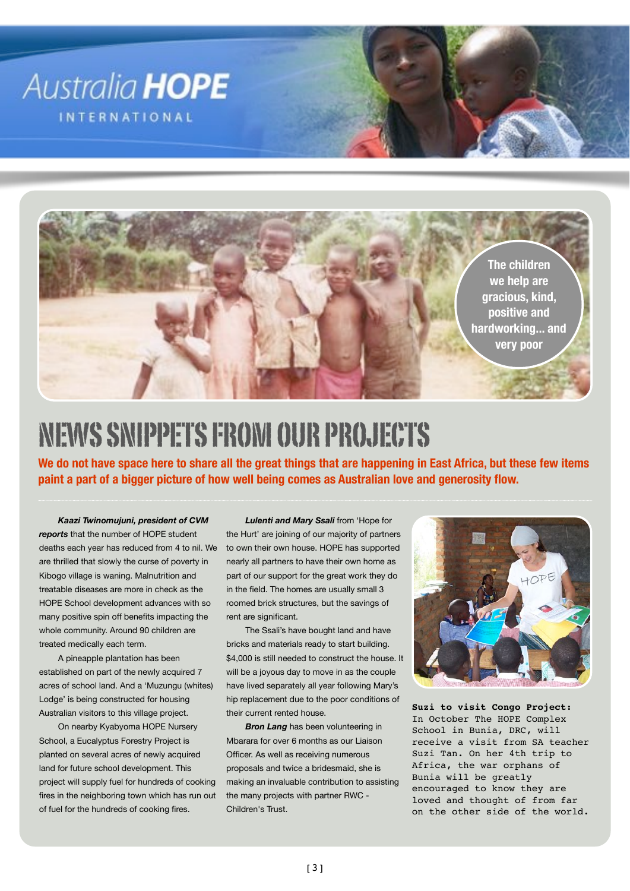Australia **HOPE**

INTERNATIONAL

The children we help are gracious, kind, positive and hardworking... and very poor

# NEWS SNIPPETS FROM OUR PROJECTS

**We do not have space here to share all the great things that are happening in East Africa, but these few items paint a part of a bigger picture of how well being comes as Australian love and generosity flow.**

***Kaazi Twinomujuni, president of CVM reports*** that the number of HOPE student deaths each year has reduced from 4 to nil. We are thrilled that slowly the curse of poverty in Kibogo village is waning. Malnutrition and treatable diseases are more in check as the HOPE School development advances with so many positive spin off benefits impacting the whole community. Around 90 children are treated medically each term.

A pineapple plantation has been established on part of the newly acquired 7 acres of school land. And a 'Muzungu (whites) Lodge' is being constructed for housing Australian visitors to this village project.

On nearby Kyabyoma HOPE Nursery School, a Eucalyptus Forestry Project is planted on several acres of newly acquired land for future school development. This project will supply fuel for hundreds of cooking fires in the neighboring town which has run out of fuel for the hundreds of cooking fires.

***Lulenti and Mary Ssali*** from 'Hope for the Hurt' are joining of our majority of partners to own their own house. HOPE has supported nearly all partners to have their own home as part of our support for the great work they do in the field. The homes are usually small 3 roomed brick structures, but the savings of rent are significant.

The Ssali's have bought land and have bricks and materials ready to start building. $4,000 is still needed to construct the house. It will be a joyous day to move in as the couple have lived separately all year following Mary's hip replacement due to the poor conditions of their current rented house.

***Bron Lang*** has been volunteering in Mbarara for over 6 months as our Liaison Officer. As well as receiving numerous proposals and twice a bridesmaid, she is making an invaluable contribution to assisting the many projects with partner RWC - Children's Trust.

**Suzi to visit Congo Project:** In October The HOPE Complex School in Bunia, DRC, will receive a visit from SA teacher Suzi Tan. On her 4th trip to Africa, the war orphans of Bunia will be greatly encouraged to know they are loved and thought of from far on the other side of the world.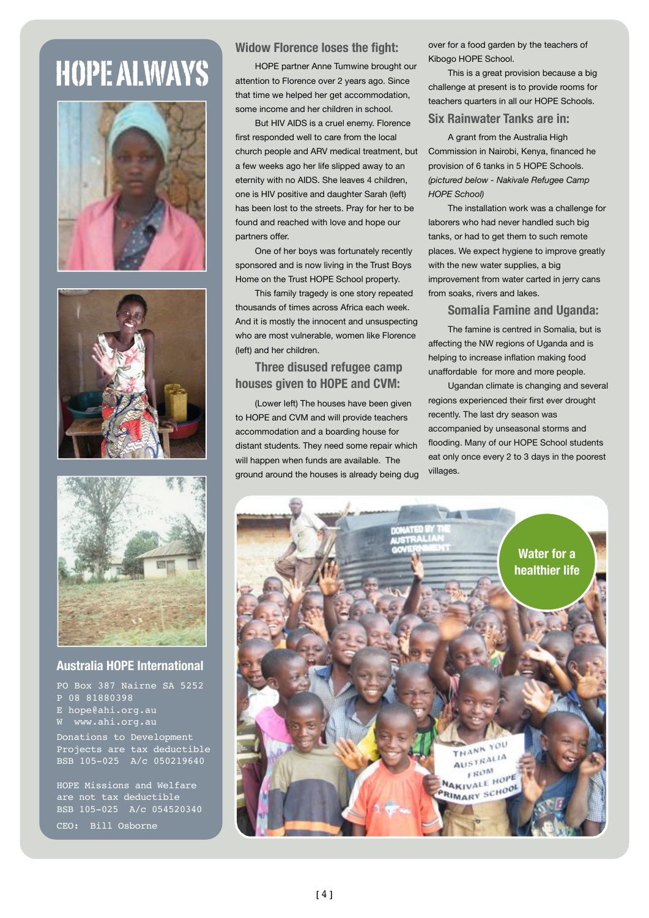# HOPE ALWAYS

## Australia HOPE International

PO Box 387 Nairne SA 5252
P 08 81880398
E hope@ahi.org.au
W www.ahi.org.au

Donations to Development Projects are tax deductible
BSB 105-025 A/c 050219640

HOPE Missions and Welfare are not tax deductible
BSB 105-025 A/c 054520340

CEO: Bill Osborne

## Widow Florence loses the fight:

HOPE partner Anne Tumwine brought our attention to Florence over 2 years ago. Since that time we helped her get accommodation, some income and her children in school.

But HIV AIDS is a cruel enemy. Florence first responded well to care from the local church people and ARV medical treatment, but a few weeks ago her life slipped away to an eternity with no AIDS. She leaves 4 children, one is HIV positive and daughter Sarah (left) has been lost to the streets. Pray for her to be found and reached with love and hope our partners offer.

One of her boys was fortunately recently sponsored and is now living in the Trust Boys Home on the Trust HOPE School property.

This family tragedy is one story repeated thousands of times across Africa each week. And it is mostly the innocent and unsuspecting who are most vulnerable, women like Florence (left) and her children.

## Three disused refugee camp houses given to HOPE and CVM:

(Lower left) The houses have been given to HOPE and CVM and will provide teachers accommodation and a boarding house for distant students. They need some repair which will happen when funds are available. The ground around the houses is already being dug over for a food garden by the teachers of Kibogo HOPE School.

This is a great provision because a big challenge at present is to provide rooms for teachers quarters in all our HOPE Schools.

## Six Rainwater Tanks are in:

A grant from the Australia High Commission in Nairobi, Kenya, financed he provision of 6 tanks in 5 HOPE Schools. *(pictured below - Nakivale Refugee Camp HOPE School)*

The installation work was a challenge for laborers who had never handled such big tanks, or had to get them to such remote places. We expect hygiene to improve greatly with the new water supplies, a big improvement from water carted in jerry cans from soaks, rivers and lakes.

## Somalia Famine and Uganda:

The famine is centred in Somalia, but is affecting the NW regions of Uganda and is helping to increase inflation making food unaffordable for more and more people.

Ugandan climate is changing and several regions experienced their first ever drought recently. The last dry season was accompanied by unseasonal storms and flooding. Many of our HOPE School students eat only once every 2 to 3 days in the poorest villages.

Water for a healthier life